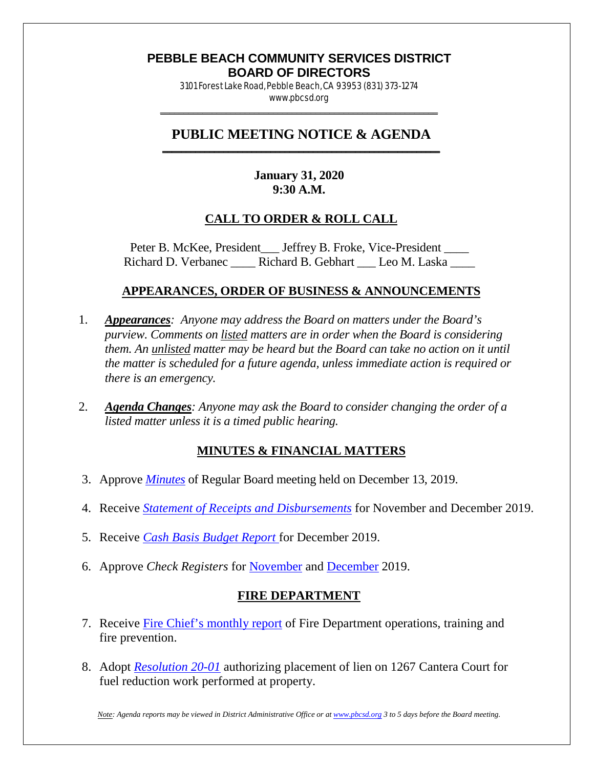# PEBBLE BEACH COMMUNITY SERVICES DISTRICT
# BOARD OF DIRECTORS

3101 Forest Lake Road, Pebble Beach, CA 93953 (831) 373-1274
www.pbcsd.org

## PUBLIC MEETING NOTICE & AGENDA

**January 31, 2020**
**9:30 A.M.**

## CALL TO ORDER & ROLL CALL

Peter B. McKee, President___ Jeffrey B. Froke, Vice-President ____
Richard D. Verbanec ____ Richard B. Gebhart ___ Leo M. Laska ____

## APPEARANCES, ORDER OF BUSINESS & ANNOUNCEMENTS

1. ***Appearances****: Anyone may address the Board on matters under the Board's purview. Comments on listed matters are in order when the Board is considering them. An unlisted matter may be heard but the Board can take no action on it until the matter is scheduled for a future agenda, unless immediate action is required or there is an emergency.*

2. ***Agenda Changes****: Anyone may ask the Board to consider changing the order of a listed matter unless it is a timed public hearing.*

## MINUTES & FINANCIAL MATTERS

3. Approve *Minutes* of Regular Board meeting held on December 13, 2019.

4. Receive *Statement of Receipts and Disbursements* for November and December 2019.

5. Receive *Cash Basis Budget Report* for December 2019.

6. Approve *Check Registers* for November and December 2019.

## FIRE DEPARTMENT

7. Receive Fire Chief's monthly report of Fire Department operations, training and fire prevention.

8. Adopt *Resolution 20-01* authorizing placement of lien on 1267 Cantera Court for fuel reduction work performed at property.

*Note: Agenda reports may be viewed in District Administrative Office or at www.pbcsd.org 3 to 5 days before the Board meeting.*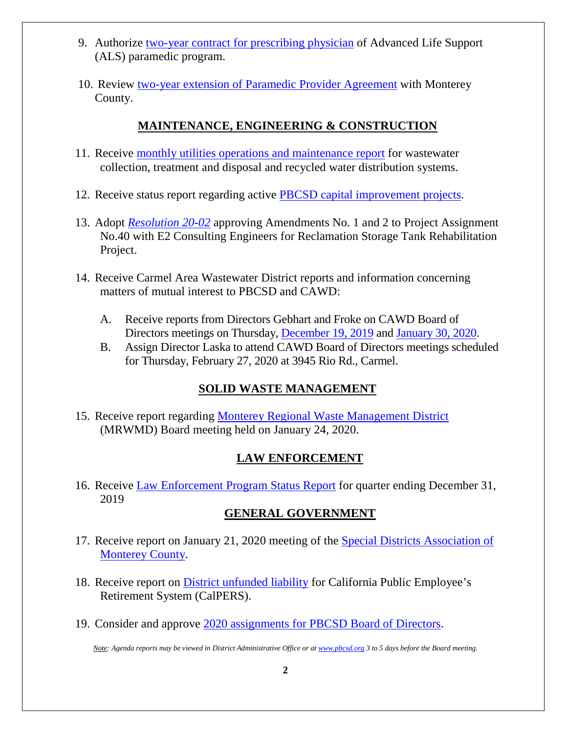9. Authorize two-year contract for prescribing physician of Advanced Life Support (ALS) paramedic program.

10. Review two-year extension of Paramedic Provider Agreement with Monterey County.

## MAINTENANCE, ENGINEERING & CONSTRUCTION

11. Receive monthly utilities operations and maintenance report for wastewater collection, treatment and disposal and recycled water distribution systems.

12. Receive status report regarding active PBCSD capital improvement projects.

13. Adopt *Resolution 20-02* approving Amendments No. 1 and 2 to Project Assignment No.40 with E2 Consulting Engineers for Reclamation Storage Tank Rehabilitation Project.

14. Receive Carmel Area Wastewater District reports and information concerning matters of mutual interest to PBCSD and CAWD:

    A. Receive reports from Directors Gebhart and Froke on CAWD Board of Directors meetings on Thursday, December 19, 2019 and January 30, 2020.

    B. Assign Director Laska to attend CAWD Board of Directors meetings scheduled for Thursday, February 27, 2020 at 3945 Rio Rd., Carmel.

## SOLID WASTE MANAGEMENT

15. Receive report regarding Monterey Regional Waste Management District (MRWMD) Board meeting held on January 24, 2020.

## LAW ENFORCEMENT

16. Receive Law Enforcement Program Status Report for quarter ending December 31, 2019

## GENERAL GOVERNMENT

17. Receive report on January 21, 2020 meeting of the Special Districts Association of Monterey County.

18. Receive report on District unfunded liability for California Public Employee's Retirement System (CalPERS).

19. Consider and approve 2020 assignments for PBCSD Board of Directors.

*Note: Agenda reports may be viewed in District Administrative Office or at www.pbcsd.org 3 to 5 days before the Board meeting.*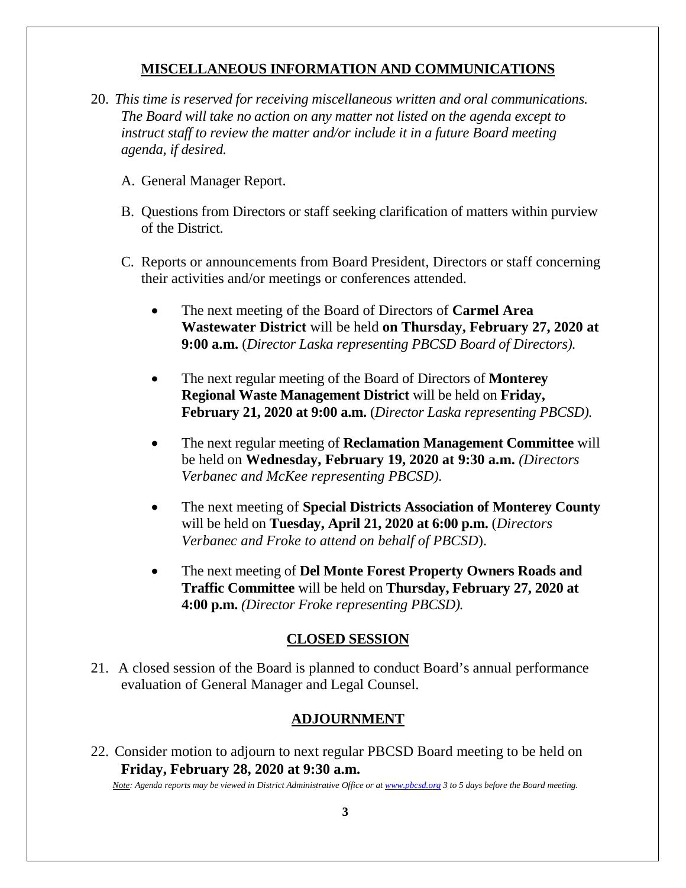## MISCELLANEOUS INFORMATION AND COMMUNICATIONS

20. *This time is reserved for receiving miscellaneous written and oral communications. The Board will take no action on any matter not listed on the agenda except to instruct staff to review the matter and/or include it in a future Board meeting agenda, if desired.*

    A. General Manager Report.

    B. Questions from Directors or staff seeking clarification of matters within purview of the District.

    C. Reports or announcements from Board President, Directors or staff concerning their activities and/or meetings or conferences attended.

    - The next meeting of the Board of Directors of **Carmel Area Wastewater District** will be held **on Thursday, February 27, 2020 at 9:00 a.m.** (*Director Laska representing PBCSD Board of Directors).*

    - The next regular meeting of the Board of Directors of **Monterey Regional Waste Management District** will be held on **Friday, February 21, 2020 at 9:00 a.m.** (*Director Laska representing PBCSD).*

    - The next regular meeting of **Reclamation Management Committee** will be held on **Wednesday, February 19, 2020 at 9:30 a.m.** *(Directors Verbanec and McKee representing PBCSD).*

    - The next meeting of **Special Districts Association of Monterey County** will be held on **Tuesday, April 21, 2020 at 6:00 p.m.** (*Directors Verbanec and Froke to attend on behalf of PBCSD*).

    - The next meeting of **Del Monte Forest Property Owners Roads and Traffic Committee** will be held on **Thursday, February 27, 2020 at 4:00 p.m.** *(Director Froke representing PBCSD).*

## CLOSED SESSION

21. A closed session of the Board is planned to conduct Board's annual performance evaluation of General Manager and Legal Counsel.

## ADJOURNMENT

22. Consider motion to adjourn to next regular PBCSD Board meeting to be held on **Friday, February 28, 2020 at 9:30 a.m.**

*Note: Agenda reports may be viewed in District Administrative Office or at www.pbcsd.org 3 to 5 days before the Board meeting.*